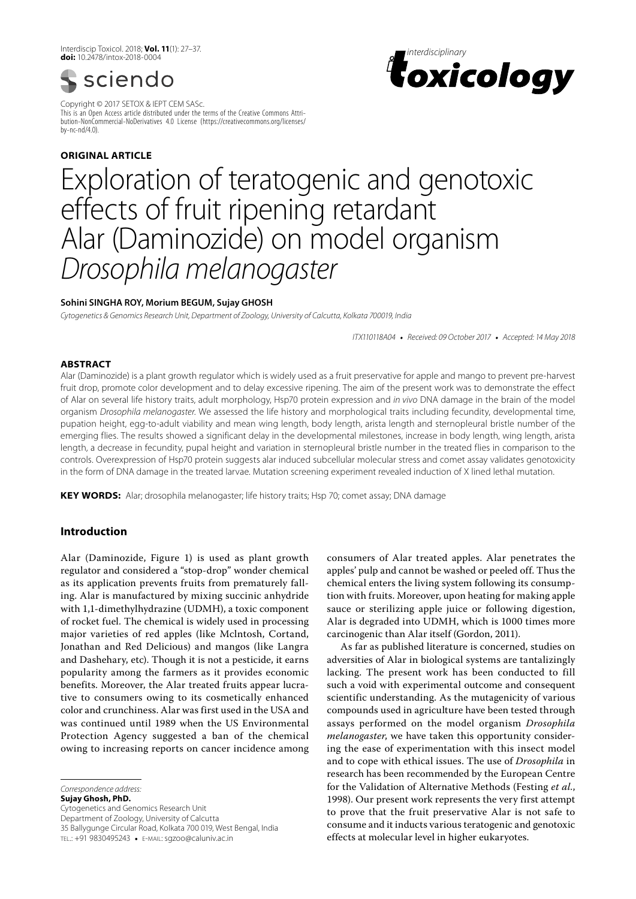Copyright © 2017 SETOX & IEPT CEM SASc.
This is an Open Access article distributed under the terms of the Creative Commons Attribution-NonCommercial-NoDerivatives 4.0 License (https://creativecommons.org/licenses/by-nc-nd/4.0).

**ORIGINAL ARTICLE**

# Exploration of teratogenic and genotoxic effects of fruit ripening retardant Alar (Daminozide) on model organism *Drosophila melanogaster*

**Sohini SINGHA ROY, Morium BEGUM, Sujay GHOSH**

*Cytogenetics & Genomics Research Unit, Department of Zoology, University of Calcutta, Kolkata 700019, India*

*ITX110118A04 • Received: 09 October 2017 • Accepted: 14 May 2018*

## ABSTRACT

Alar (Daminozide) is a plant growth regulator which is widely used as a fruit preservative for apple and mango to prevent pre-harvest fruit drop, promote color development and to delay excessive ripening. The aim of the present work was to demonstrate the effect of Alar on several life history traits, adult morphology, Hsp70 protein expression and *in vivo* DNA damage in the brain of the model organism *Drosophila melanogaster*. We assessed the life history and morphological traits including fecundity, developmental time, pupation height, egg-to-adult viability and mean wing length, body length, arista length and sternopleural bristle number of the emerging flies. The results showed a significant delay in the developmental milestones, increase in body length, wing length, arista length, a decrease in fecundity, pupal height and variation in sternopleural bristle number in the treated flies in comparison to the controls. Overexpression of Hsp70 protein suggests alar induced subcellular molecular stress and comet assay validates genotoxicity in the form of DNA damage in the treated larvae. Mutation screening experiment revealed induction of X lined lethal mutation.

**KEY WORDS:** Alar; drosophila melanogaster; life history traits; Hsp 70; comet assay; DNA damage

## Introduction

Alar (Daminozide, Figure 1) is used as plant growth regulator and considered a "stop-drop" wonder chemical as its application prevents fruits from prematurely falling. Alar is manufactured by mixing succinic anhydride with 1,1-dimethylhydrazine (UDMH), a toxic component of rocket fuel. The chemical is widely used in processing major varieties of red apples (like Mclntosh, Cortand, Jonathan and Red Delicious) and mangos (like Langra and Dashehary, etc). Though it is not a pesticide, it earns popularity among the farmers as it provides economic benefits. Moreover, the Alar treated fruits appear lucrative to consumers owing to its cosmetically enhanced color and crunchiness. Alar was first used in the USA and was continued until 1989 when the US Environmental Protection Agency suggested a ban of the chemical owing to increasing reports on cancer incidence among consumers of Alar treated apples. Alar penetrates the apples' pulp and cannot be washed or peeled off. Thus the chemical enters the living system following its consumption with fruits. Moreover, upon heating for making apple sauce or sterilizing apple juice or following digestion, Alar is degraded into UDMH, which is 1000 times more carcinogenic than Alar itself (Gordon, 2011).

As far as published literature is concerned, studies on adversities of Alar in biological systems are tantalizingly lacking. The present work has been conducted to fill such a void with experimental outcome and consequent scientific understanding. As the mutagenicity of various compounds used in agriculture have been tested through assays performed on the model organism *Drosophila melanogaster*, we have taken this opportunity considering the ease of experimentation with this insect model and to cope with ethical issues. The use of *Drosophila* in research has been recommended by the European Centre for the Validation of Alternative Methods (Festing *et al.*, 1998). Our present work represents the very first attempt to prove that the fruit preservative Alar is not safe to consume and it inducts various teratogenic and genotoxic effects at molecular level in higher eukaryotes.

---

*Correspondence address:*
**Sujay Ghosh, PhD.**
Cytogenetics and Genomics Research Unit
Department of Zoology, University of Calcutta
35 Ballygunge Circular Road, Kolkata 700 019, West Bengal, India
TEL.: +91 9830495243 • E-MAIL: sgzoo@caluniv.ac.in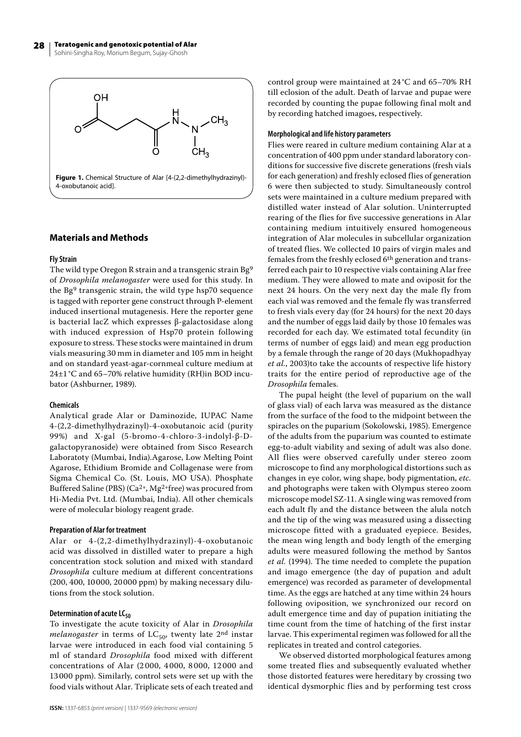**Figure 1.** Chemical Structure of Alar [4-(2,2-dimethylhydrazinyl)-4-oxobutanoic acid].

## Materials and Methods

### Fly Strain

The wild type Oregon R strain and a transgenic strain $Bg^9$ of *Drosophila melanogaster* were used for this study. In the $Bg^9$ transgenic strain, the wild type hsp70 sequence is tagged with reporter gene construct through P-element induced insertional mutagenesis. Here the reporter gene is bacterial lacZ which expresses β-galactosidase along with induced expression of Hsp70 protein following exposure to stress. These stocks were maintained in drum vials measuring 30 mm in diameter and 105 mm in height and on standard yeast-agar-cornmeal culture medium at 24±1 °C and 65–70% relative humidity (RH)in BOD incubator (Ashburner, 1989).

### Chemicals

Analytical grade Alar or Daminozide, IUPAC Name 4-(2,2-dimethylhydrazinyl)-4-oxobutanoic acid (purity 99%) and X-gal (5-bromo-4-chloro-3-indolyl-β-D-galactopyranoside) were obtained from Sisco Research Laboratoty (Mumbai, India).Agarose, Low Melting Point Agarose, Ethidium Bromide and Collagenase were from Sigma Chemical Co. (St. Louis, MO USA). Phosphate Buffered Saline (PBS) ($Ca^{2+}$, $Mg^{2+}$free) was procured from Hi-Media Pvt. Ltd. (Mumbai, India). All other chemicals were of molecular biology reagent grade.

### Preparation of Alar for treatment

Alar or 4-(2,2-dimethylhydrazinyl)-4-oxobutanoic acid was dissolved in distilled water to prepare a high concentration stock solution and mixed with standard *Drosophila* culture medium at different concentrations (200, 400, 10000, 20000 ppm) by making necessary dilutions from the stock solution.

### Determination of acute $LC_{50}$

To investigate the acute toxicity of Alar in *Drosophila melanogaster* in terms of $LC_{50}$, twenty late 2nd instar larvae were introduced in each food vial containing 5 ml of standard *Drosophila* food mixed with different concentrations of Alar (2000, 4000, 8000, 12000 and 13000 ppm). Similarly, control sets were set up with the food vials without Alar. Triplicate sets of each treated and control group were maintained at 24 °C and 65–70% RH till eclosion of the adult. Death of larvae and pupae were recorded by counting the pupae following final molt and by recording hatched imagoes, respectively.

### Morphological and life history parameters

Flies were reared in culture medium containing Alar at a concentration of 400 ppm under standard laboratory conditions for successive five discrete generations (fresh vials for each generation) and freshly eclosed flies of generation 6 were then subjected to study. Simultaneously control sets were maintained in a culture medium prepared with distilled water instead of Alar solution. Uninterrupted rearing of the flies for five successive generations in Alar containing medium intuitively ensured homogeneous integration of Alar molecules in subcellular organization of treated flies. We collected 10 pairs of virgin males and females from the freshly eclosed 6th generation and transferred each pair to 10 respective vials containing Alar free medium. They were allowed to mate and oviposit for the next 24 hours. On the very next day the male fly from each vial was removed and the female fly was transferred to fresh vials every day (for 24 hours) for the next 20 days and the number of eggs laid daily by those 10 females was recorded for each day. We estimated total fecundity (in terms of number of eggs laid) and mean egg production by a female through the range of 20 days (Mukhopadhyay *et al.*, 2003)to take the accounts of respective life history traits for the entire period of reproductive age of the *Drosophila* females.

The pupal height (the level of puparium on the wall of glass vial) of each larva was measured as the distance from the surface of the food to the midpoint between the spiracles on the puparium (Sokolowski, 1985). Emergence of the adults from the puparium was counted to estimate egg-to-adult viability and sexing of adult was also done. All flies were observed carefully under stereo zoom microscope to find any morphological distortions such as changes in eye color, wing shape, body pigmentation, *etc.* and photographs were taken with Olympus stereo zoom microscope model SZ-11. A single wing was removed from each adult fly and the distance between the alula notch and the tip of the wing was measured using a dissecting microscope fitted with a graduated eyepiece. Besides, the mean wing length and body length of the emerging adults were measured following the method by Santos *et al.* (1994). The time needed to complete the pupation and imago emergence (the day of pupation and adult emergence) was recorded as parameter of developmental time. As the eggs are hatched at any time within 24 hours following oviposition, we synchronized our record on adult emergence time and day of pupation initiating the time count from the time of hatching of the first instar larvae. This experimental regimen was followed for all the replicates in treated and control categories.

We observed distorted morphological features among some treated flies and subsequently evaluated whether those distorted features were hereditary by crossing two identical dysmorphic flies and by performing test cross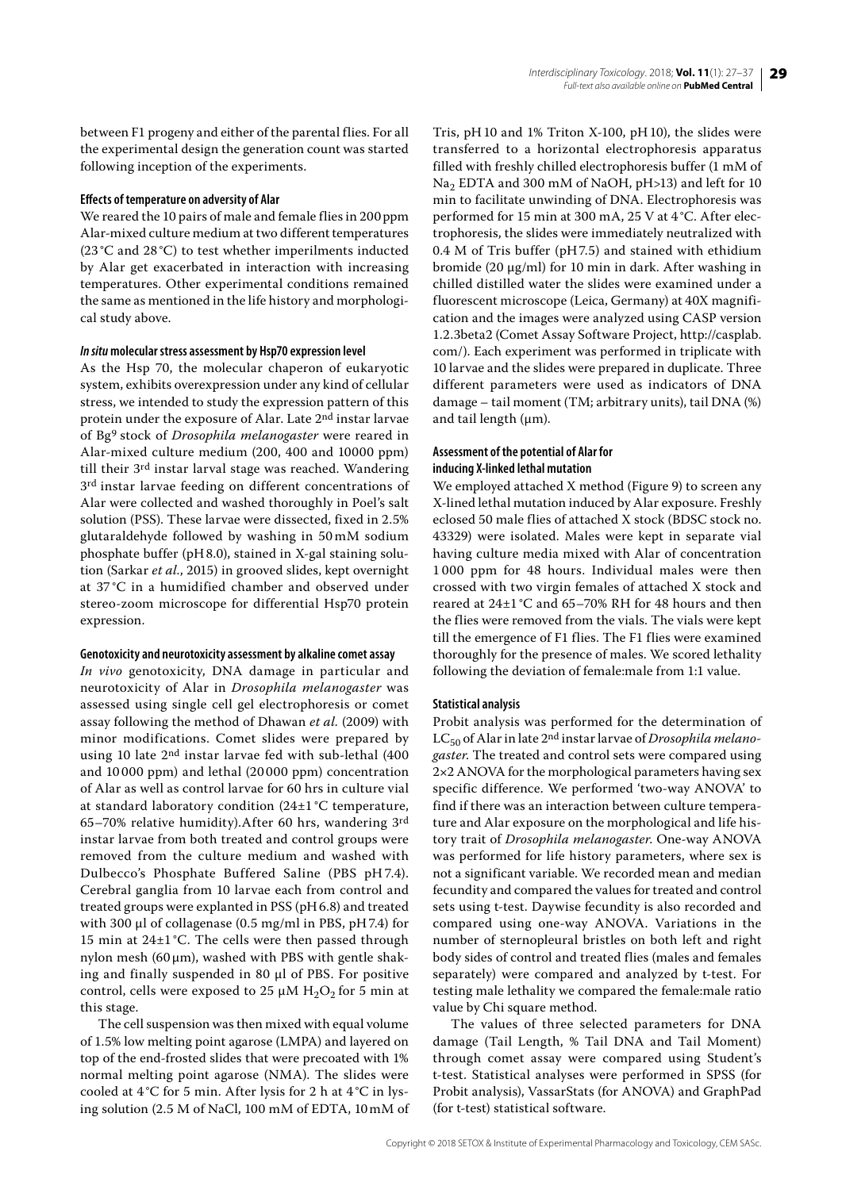between F1 progeny and either of the parental flies. For all the experimental design the generation count was started following inception of the experiments.

#### Effects of temperature on adversity of Alar

We reared the 10 pairs of male and female flies in 200 ppm Alar-mixed culture medium at two different temperatures (23 °C and 28 °C) to test whether imperilments inducted by Alar get exacerbated in interaction with increasing temperatures. Other experimental conditions remained the same as mentioned in the life history and morphological study above.

#### *In situ* molecular stress assessment by Hsp70 expression level

As the Hsp 70, the molecular chaperon of eukaryotic system, exhibits overexpression under any kind of cellular stress, we intended to study the expression pattern of this protein under the exposure of Alar. Late 2nd instar larvae of Bg9 stock of *Drosophila melanogaster* were reared in Alar-mixed culture medium (200, 400 and 10000 ppm) till their 3rd instar larval stage was reached. Wandering 3rd instar larvae feeding on different concentrations of Alar were collected and washed thoroughly in Poel's salt solution (PSS). These larvae were dissected, fixed in 2.5% glutaraldehyde followed by washing in 50 mM sodium phosphate buffer (pH 8.0), stained in X-gal staining solution (Sarkar *et al.*, 2015) in grooved slides, kept overnight at 37 °C in a humidified chamber and observed under stereo-zoom microscope for differential Hsp70 protein expression.

#### Genotoxicity and neurotoxicity assessment by alkaline comet assay

*In vivo* genotoxicity, DNA damage in particular and neurotoxicity of Alar in *Drosophila melanogaster* was assessed using single cell gel electrophoresis or comet assay following the method of Dhawan *et al.* (2009) with minor modifications. Comet slides were prepared by using 10 late 2nd instar larvae fed with sub-lethal (400 and 10 000 ppm) and lethal (20 000 ppm) concentration of Alar as well as control larvae for 60 hrs in culture vial at standard laboratory condition (24±1 °C temperature, 65–70% relative humidity).After 60 hrs, wandering 3rd instar larvae from both treated and control groups were removed from the culture medium and washed with Dulbecco's Phosphate Buffered Saline (PBS pH 7.4). Cerebral ganglia from 10 larvae each from control and treated groups were explanted in PSS (pH 6.8) and treated with 300 µl of collagenase (0.5 mg/ml in PBS, pH 7.4) for 15 min at 24±1 °C. The cells were then passed through nylon mesh (60 µm), washed with PBS with gentle shaking and finally suspended in 80 µl of PBS. For positive control, cells were exposed to 25 µM $H_2O_2$ for 5 min at this stage.

The cell suspension was then mixed with equal volume of 1.5% low melting point agarose (LMPA) and layered on top of the end-frosted slides that were precoated with 1% normal melting point agarose (NMA). The slides were cooled at 4 °C for 5 min. After lysis for 2 h at 4 °C in lysing solution (2.5 M of NaCl, 100 mM of EDTA, 10 mM of Tris, pH 10 and 1% Triton X-100, pH 10), the slides were transferred to a horizontal electrophoresis apparatus filled with freshly chilled electrophoresis buffer (1 mM of $Na_2$ EDTA and 300 mM of NaOH, pH>13) and left for 10 min to facilitate unwinding of DNA. Electrophoresis was performed for 15 min at 300 mA, 25 V at 4 °C. After electrophoresis, the slides were immediately neutralized with 0.4 M of Tris buffer (pH 7.5) and stained with ethidium bromide (20 µg/ml) for 10 min in dark. After washing in chilled distilled water the slides were examined under a fluorescent microscope (Leica, Germany) at 40X magnification and the images were analyzed using CASP version 1.2.3beta2 (Comet Assay Software Project, http://casplab.com/). Each experiment was performed in triplicate with 10 larvae and the slides were prepared in duplicate. Three different parameters were used as indicators of DNA damage – tail moment (TM; arbitrary units), tail DNA (%) and tail length (µm).

#### Assessment of the potential of Alar for inducing X-linked lethal mutation

We employed attached X method (Figure 9) to screen any X-lined lethal mutation induced by Alar exposure. Freshly eclosed 50 male flies of attached X stock (BDSC stock no. 43329) were isolated. Males were kept in separate vial having culture media mixed with Alar of concentration 1 000 ppm for 48 hours. Individual males were then crossed with two virgin females of attached X stock and reared at 24±1 °C and 65–70% RH for 48 hours and then the flies were removed from the vials. The vials were kept till the emergence of F1 flies. The F1 flies were examined thoroughly for the presence of males. We scored lethality following the deviation of female:male from 1:1 value.

#### Statistical analysis

Probit analysis was performed for the determination of $LC_{50}$ of Alar in late 2nd instar larvae of *Drosophila melanogaster.* The treated and control sets were compared using 2×2 ANOVA for the morphological parameters having sex specific difference. We performed 'two-way ANOVA' to find if there was an interaction between culture temperature and Alar exposure on the morphological and life history trait of *Drosophila melanogaster.* One-way ANOVA was performed for life history parameters, where sex is not a significant variable. We recorded mean and median fecundity and compared the values for treated and control sets using t-test. Daywise fecundity is also recorded and compared using one-way ANOVA. Variations in the number of sternopleural bristles on both left and right body sides of control and treated flies (males and females separately) were compared and analyzed by t-test. For testing male lethality we compared the female:male ratio value by Chi square method.

The values of three selected parameters for DNA damage (Tail Length, % Tail DNA and Tail Moment) through comet assay were compared using Student's t-test. Statistical analyses were performed in SPSS (for Probit analysis), VassarStats (for ANOVA) and GraphPad (for t-test) statistical software.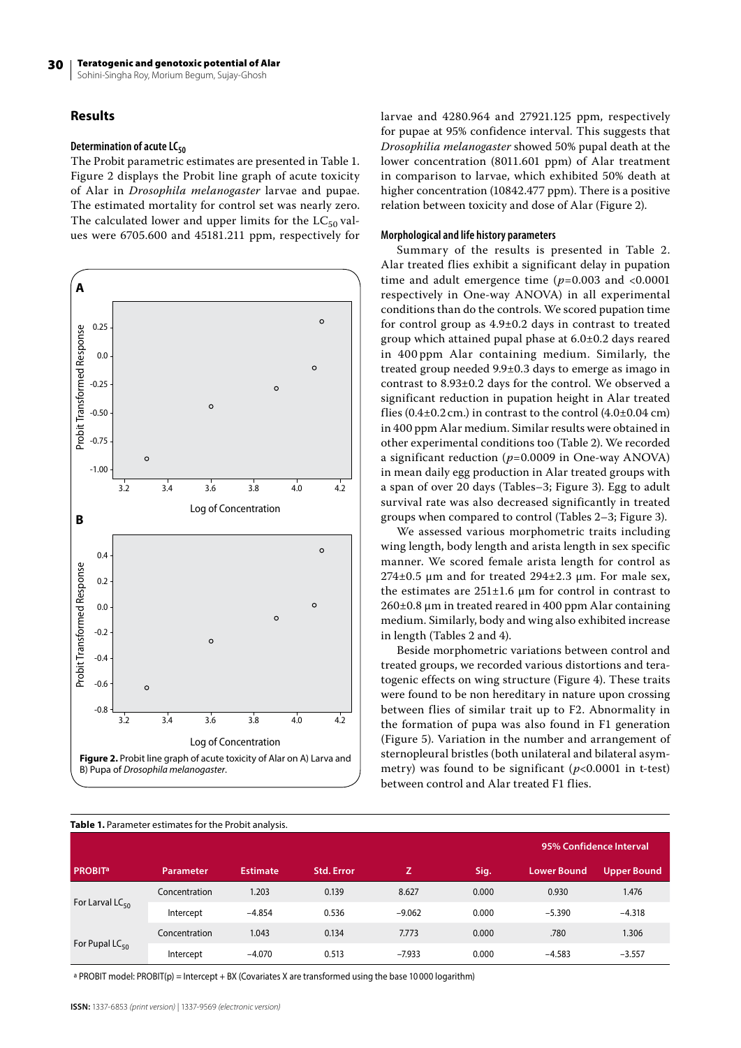## Results

### Determination of acute $LC_{50}$

The Probit parametric estimates are presented in Table 1. Figure 2 displays the Probit line graph of acute toxicity of Alar in *Drosophila melanogaster* larvae and pupae. The estimated mortality for control set was nearly zero. The calculated lower and upper limits for the $LC_{50}$ values were 6705.600 and 45181.211 ppm, respectively for larvae and 4280.964 and 27921.125 ppm, respectively for pupae at 95% confidence interval. This suggests that *Drosophila melanogaster* showed 50% pupal death at the lower concentration (8011.601 ppm) of Alar treatment in comparison to larvae, which exhibited 50% death at higher concentration (10842.477 ppm). There is a positive relation between toxicity and dose of Alar (Figure 2).

**Figure 2.** Probit line graph of acute toxicity of Alar on A) Larva and B) Pupa of *Drosophila melanogaster*.

### Morphological and life history parameters

Summary of the results is presented in Table 2. Alar treated flies exhibit a significant delay in pupation time and adult emergence time ($p$=0.003 and <0.0001 respectively in One-way ANOVA) in all experimental conditions than do the controls. We scored pupation time for control group as 4.9±0.2 days in contrast to treated group which attained pupal phase at 6.0±0.2 days reared in 400 ppm Alar containing medium. Similarly, the treated group needed 9.9±0.3 days to emerge as imago in contrast to 8.93±0.2 days for the control. We observed a significant reduction in pupation height in Alar treated flies (0.4±0.2 cm.) in contrast to the control (4.0±0.04 cm) in 400 ppm Alar medium. Similar results were obtained in other experimental conditions too (Table 2). We recorded a significant reduction ($p$=0.0009 in One-way ANOVA) in mean daily egg production in Alar treated groups with a span of over 20 days (Tables–3; Figure 3). Egg to adult survival rate was also decreased significantly in treated groups when compared to control (Tables 2–3; Figure 3).

We assessed various morphometric traits including wing length, body length and arista length in sex specific manner. We scored female arista length for control as 274±0.5 µm and for treated 294±2.3 µm. For male sex, the estimates are 251±1.6 µm for control in contrast to 260±0.8 µm in treated reared in 400 ppm Alar containing medium. Similarly, body and wing also exhibited increase in length (Tables 2 and 4).

Beside morphometric variations between control and treated groups, we recorded various distortions and teratogenic effects on wing structure (Figure 4). These traits were found to be non hereditary in nature upon crossing between flies of similar trait up to F2. Abnormality in the formation of pupa was also found in F1 generation (Figure 5). Variation in the number and arrangement of sternopleural bristles (both unilateral and bilateral asymmetry) was found to be significant ($p$<0.0001 in t-test) between control and Alar treated F1 flies.

**Table 1.** Parameter estimates for the Probit analysis.

| PROBIT[a] | Parameter | Estimate | Std. Error | Z | Sig. | 95% Confidence Interval Lower Bound | 95% Confidence Interval Upper Bound |
|---|---|---|---|---|---|---|---|
| For Larval $LC_{50}$ | Concentration | 1.203 | 0.139 | 8.627 | 0.000 | 0.930 | 1.476 |
| | Intercept | −4.854 | 0.536 | −9.062 | 0.000 | −5.390 | −4.318 |
| For Pupal $LC_{50}$ | Concentration | 1.043 | 0.134 | 7.773 | 0.000 | .780 | 1.306 |
| | Intercept | −4.070 | 0.513 | −7.933 | 0.000 | −4.583 | −3.557 |

[a] PROBIT model: PROBIT(p) = Intercept + BX (Covariates X are transformed using the base 10 000 logarithm)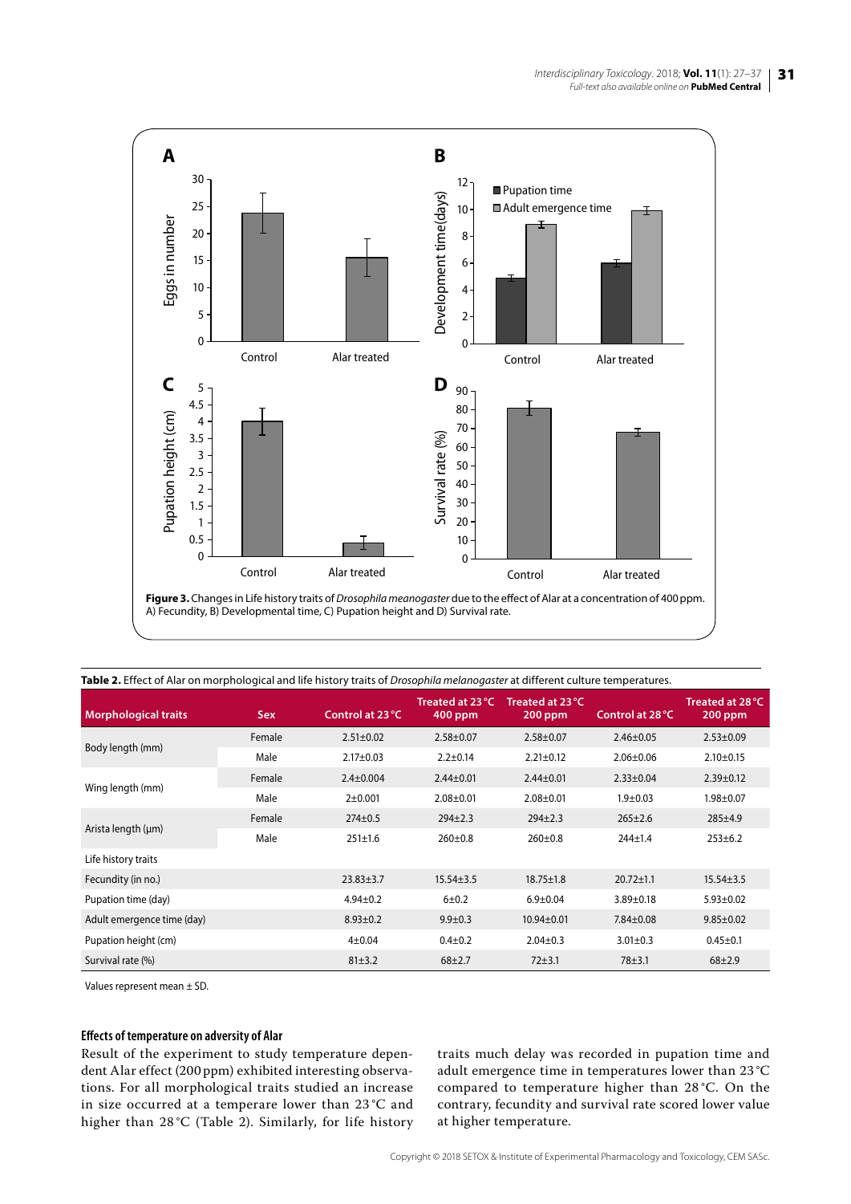**Figure 3.** Changes in Life history traits of *Drosophila meanogaster* due to the effect of Alar at a concentration of 400 ppm. A) Fecundity, B) Developmental time, C) Pupation height and D) Survival rate.

**Table 2.** Effect of Alar on morphological and life history traits of *Drosophila melanogaster* at different culture temperatures.

| Morphological traits | Sex | Control at 23 °C | Treated at 23 °C 400 ppm | Treated at 23 °C 200 ppm | Control at 28 °C | Treated at 28 °C 200 ppm |
|---|---|---|---|---|---|---|
| Body length (mm) | Female | 2.51±0.02 | 2.58±0.07 | 2.58±0.07 | 2.46±0.05 | 2.53±0.09 |
| | Male | 2.17±0.03 | 2.2±0.14 | 2.21±0.12 | 2.06±0.06 | 2.10±0.15 |
| Wing length (mm) | Female | 2.4±0.004 | 2.44±0.01 | 2.44±0.01 | 2.33±0.04 | 2.39±0.12 |
| | Male | 2±0.001 | 2.08±0.01 | 2.08±0.01 | 1.9±0.03 | 1.98±0.07 |
| Arista length (µm) | Female | 274±0.5 | 294±2.3 | 294±2.3 | 265±2.6 | 285±4.9 |
| | Male | 251±1.6 | 260±0.8 | 260±0.8 | 244±1.4 | 253±6.2 |
| Life history traits | | | | | | |
| Fecundity (in no.) | | 23.83±3.7 | 15.54±3.5 | 18.75±1.8 | 20.72±1.1 | 15.54±3.5 |
| Pupation time (day) | | 4.94±0.2 | 6±0.2 | 6.9±0.04 | 3.89±0.18 | 5.93±0.02 |
| Adult emergence time (day) | | 8.93±0.2 | 9.9±0.3 | 10.94±0.01 | 7.84±0.08 | 9.85±0.02 |
| Pupation height (cm) | | 4±0.04 | 0.4±0.2 | 2.04±0.3 | 3.01±0.3 | 0.45±0.1 |
| Survival rate (%) | | 81±3.2 | 68±2.7 | 72±3.1 | 78±3.1 | 68±2.9 |

Values represent mean ± SD.

#### Effects of temperature on adversity of Alar

Result of the experiment to study temperature dependent Alar effect (200 ppm) exhibited interesting observations. For all morphological traits studied an increase in size occurred at a temperare lower than 23 °C and higher than 28 °C (Table 2). Similarly, for life history traits much delay was recorded in pupation time and adult emergence time in temperatures lower than 23 °C compared to temperature higher than 28 °C. On the contrary, fecundity and survival rate scored lower value at higher temperature.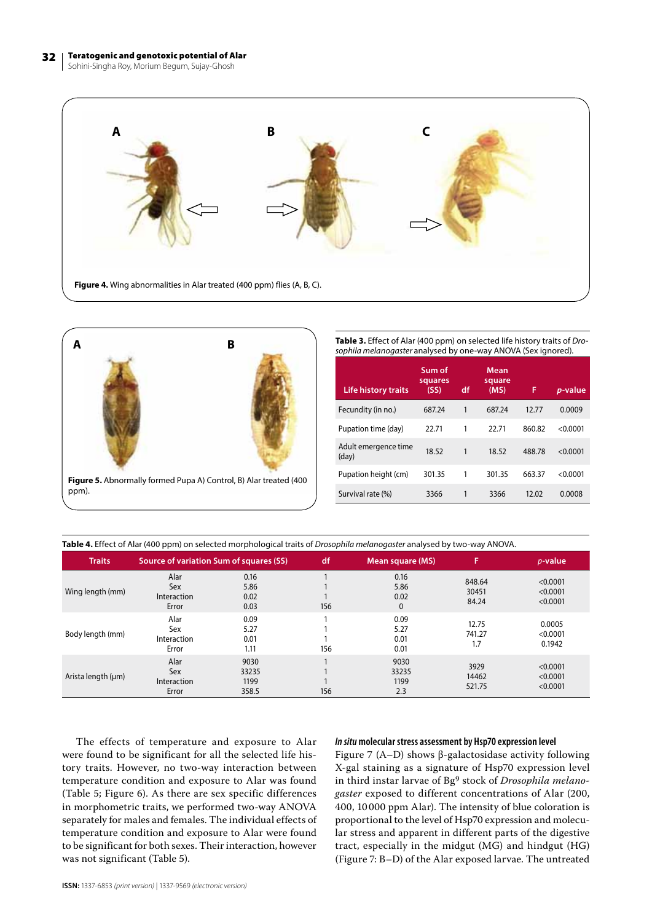**Figure 4.** Wing abnormalities in Alar treated (400 ppm) flies (A, B, C).

**Figure 5.** Abnormally formed Pupa A) Control, B) Alar treated (400 ppm).

**Table 3.** Effect of Alar (400 ppm) on selected life history traits of *Drosophila melanogaster* analysed by one-way ANOVA (Sex ignored).

| Life history traits | Sum of squares (SS) | df | Mean square (MS) | F | *p*-value |
|---|---|---|---|---|---|
| Fecundity (in no.) | 687.24 | 1 | 687.24 | 12.77 | 0.0009 |
| Pupation time (day) | 22.71 | 1 | 22.71 | 860.82 | <0.0001 |
| Adult emergence time (day) | 18.52 | 1 | 18.52 | 488.78 | <0.0001 |
| Pupation height (cm) | 301.35 | 1 | 301.35 | 663.37 | <0.0001 |
| Survival rate (%) | 3366 | 1 | 3366 | 12.02 | 0.0008 |

**Table 4.** Effect of Alar (400 ppm) on selected morphological traits of *Drosophila melanogaster* analysed by two-way ANOVA.

| Traits | Source of variation | Sum of squares (SS) | df | Mean square (MS) | F | *p*-value |
|---|---|---|---|---|---|---|
| Wing length (mm) | Alar | 0.16 | 1 | 0.16 | 848.64 | <0.0001 |
| | Sex | 5.86 | 1 | 5.86 | 30451 | <0.0001 |
| | Interaction | 0.02 | 1 | 0.02 | 84.24 | <0.0001 |
| | Error | 0.03 | 156 | 0 | | |
| Body length (mm) | Alar | 0.09 | 1 | 0.09 | 12.75 | 0.0005 |
| | Sex | 5.27 | 1 | 5.27 | 741.27 | <0.0001 |
| | Interaction | 0.01 | 1 | 0.01 | 1.7 | 0.1942 |
| | Error | 1.11 | 156 | 0.01 | | |
| Arista length (µm) | Alar | 9030 | 1 | 9030 | 3929 | <0.0001 |
| | Sex | 33235 | 1 | 33235 | 14462 | <0.0001 |
| | Interaction | 1199 | 1 | 1199 | 521.75 | <0.0001 |
| | Error | 358.5 | 156 | 2.3 | | |

The effects of temperature and exposure to Alar were found to be significant for all the selected life history traits. However, no two-way interaction between temperature condition and exposure to Alar was found (Table 5; Figure 6). As there are sex specific differences in morphometric traits, we performed two-way ANOVA separately for males and females. The individual effects of temperature condition and exposure to Alar were found to be significant for both sexes. Their interaction, however was not significant (Table 5).

#### *In situ* molecular stress assessment by Hsp70 expression level

Figure 7 (A–D) shows β-galactosidase activity following X-gal staining as a signature of Hsp70 expression level in third instar larvae of Bg[9] stock of *Drosophila melanogaster* exposed to different concentrations of Alar (200, 400, 10 000 ppm Alar). The intensity of blue coloration is proportional to the level of Hsp70 expression and molecular stress and apparent in different parts of the digestive tract, especially in the midgut (MG) and hindgut (HG) (Figure 7: B–D) of the Alar exposed larvae. The untreated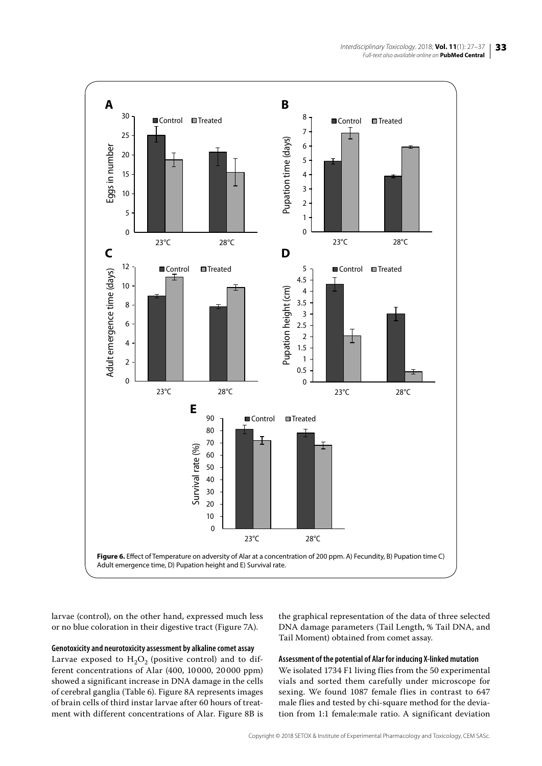**Figure 6.** Effect of Temperature on adversity of Alar at a concentration of 200 ppm. A) Fecundity, B) Pupation time C) Adult emergence time, D) Pupation height and E) Survival rate.

larvae (control), on the other hand, expressed much less or no blue coloration in their digestive tract (Figure 7A).

#### Genotoxicity and neurotoxicity assessment by alkaline comet assay

Larvae exposed to $H_2O_2$ (positive control) and to different concentrations of Alar (400, 10 000, 20 000 ppm) showed a significant increase in DNA damage in the cells of cerebral ganglia (Table 6). Figure 8A represents images of brain cells of third instar larvae after 60 hours of treatment with different concentrations of Alar. Figure 8B is the graphical representation of the data of three selected DNA damage parameters (Tail Length, % Tail DNA, and Tail Moment) obtained from comet assay.

#### Assessment of the potential of Alar for inducing X-linked mutation

We isolated 1734 F1 living flies from the 50 experimental vials and sorted them carefully under microscope for sexing. We found 1087 female flies in contrast to 647 male flies and tested by chi-square method for the deviation from 1:1 female:male ratio. A significant deviation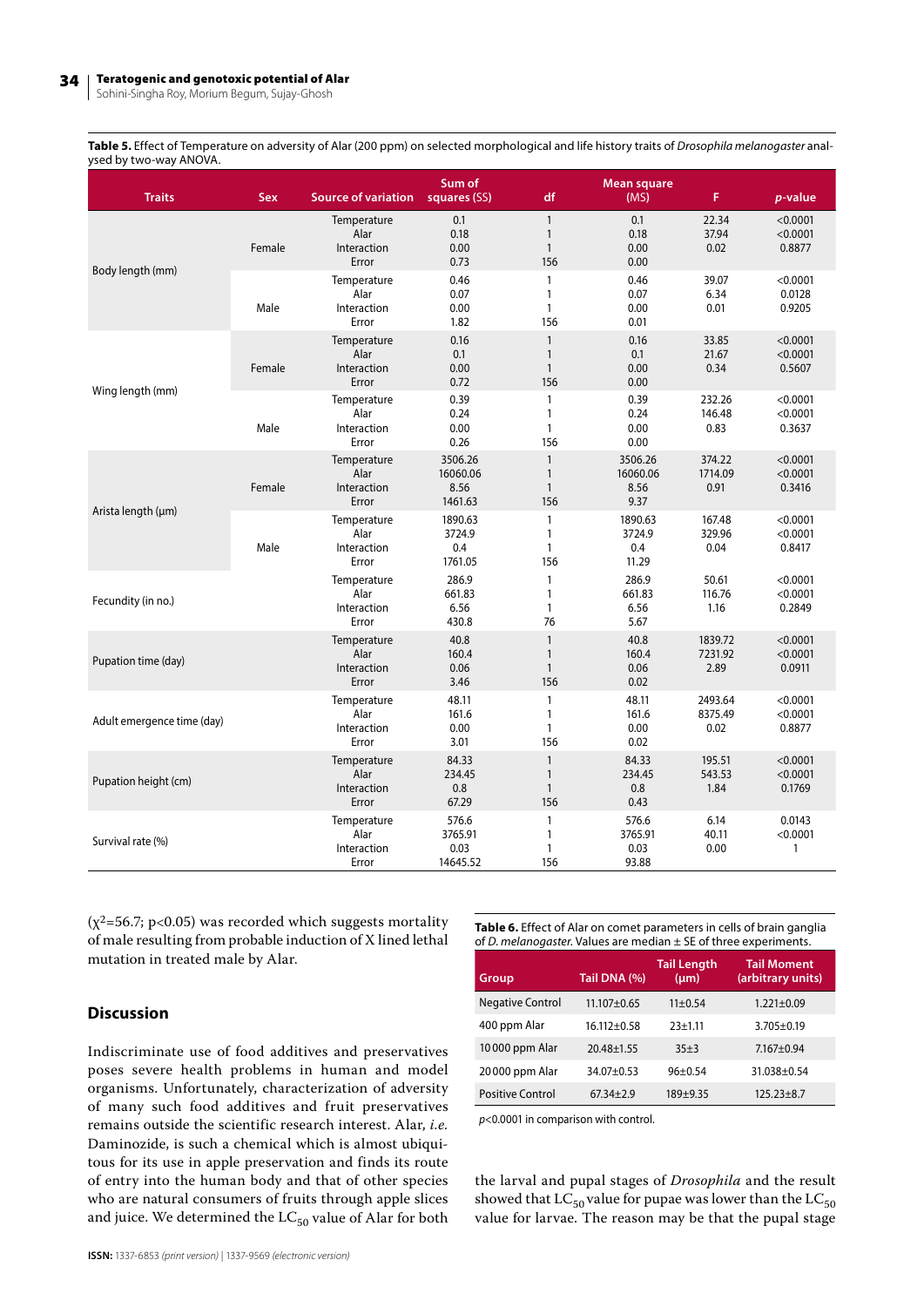**Table 5.** Effect of Temperature on adversity of Alar (200 ppm) on selected morphological and life history traits of *Drosophila melanogaster* analysed by two-way ANOVA.

| Traits | Sex | Source of variation | Sum of squares (SS) | df | Mean square (MS) | F | *p*-value |
|---|---|---|---|---|---|---|---|
| Body length (mm) | Female | Temperature | 0.1 | 1 | 0.1 | 22.34 | <0.0001 |
| | | Alar | 0.18 | 1 | 0.18 | 37.94 | <0.0001 |
| | | Interaction | 0.00 | 1 | 0.00 | 0.02 | 0.8877 |
| | | Error | 0.73 | 156 | 0.00 | | |
| | Male | Temperature | 0.46 | 1 | 0.46 | 39.07 | <0.0001 |
| | | Alar | 0.07 | 1 | 0.07 | 6.34 | 0.0128 |
| | | Interaction | 0.00 | 1 | 0.00 | 0.01 | 0.9205 |
| | | Error | 1.82 | 156 | 0.01 | | |
| Wing length (mm) | Female | Temperature | 0.16 | 1 | 0.16 | 33.85 | <0.0001 |
| | | Alar | 0.1 | 1 | 0.1 | 21.67 | <0.0001 |
| | | Interaction | 0.00 | 1 | 0.00 | 0.34 | 0.5607 |
| | | Error | 0.72 | 156 | 0.00 | | |
| | Male | Temperature | 0.39 | 1 | 0.39 | 232.26 | <0.0001 |
| | | Alar | 0.24 | 1 | 0.24 | 146.48 | <0.0001 |
| | | Interaction | 0.00 | 1 | 0.00 | 0.83 | 0.3637 |
| | | Error | 0.26 | 156 | 0.00 | | |
| Arista length (µm) | Female | Temperature | 3506.26 | 1 | 3506.26 | 374.22 | <0.0001 |
| | | Alar | 16060.06 | 1 | 16060.06 | 1714.09 | <0.0001 |
| | | Interaction | 8.56 | 1 | 8.56 | 0.91 | 0.3416 |
| | | Error | 1461.63 | 156 | 9.37 | | |
| | Male | Temperature | 1890.63 | 1 | 1890.63 | 167.48 | <0.0001 |
| | | Alar | 3724.9 | 1 | 3724.9 | 329.96 | <0.0001 |
| | | Interaction | 0.4 | 1 | 0.4 | 0.04 | 0.8417 |
| | | Error | 1761.05 | 156 | 11.29 | | |
| Fecundity (in no.) | | Temperature | 286.9 | 1 | 286.9 | 50.61 | <0.0001 |
| | | Alar | 661.83 | 1 | 661.83 | 116.76 | <0.0001 |
| | | Interaction | 6.56 | 1 | 6.56 | 1.16 | 0.2849 |
| | | Error | 430.8 | 76 | 5.67 | | |
| Pupation time (day) | | Temperature | 40.8 | 1 | 40.8 | 1839.72 | <0.0001 |
| | | Alar | 160.4 | 1 | 160.4 | 7231.92 | <0.0001 |
| | | Interaction | 0.06 | 1 | 0.06 | 2.89 | 0.0911 |
| | | Error | 3.46 | 156 | 0.02 | | |
| Adult emergence time (day) | | Temperature | 48.11 | 1 | 48.11 | 2493.64 | <0.0001 |
| | | Alar | 161.6 | 1 | 161.6 | 8375.49 | <0.0001 |
| | | Interaction | 0.00 | 1 | 0.00 | 0.02 | 0.8877 |
| | | Error | 3.01 | 156 | 0.02 | | |
| Pupation height (cm) | | Temperature | 84.33 | 1 | 84.33 | 195.51 | <0.0001 |
| | | Alar | 234.45 | 1 | 234.45 | 543.53 | <0.0001 |
| | | Interaction | 0.8 | 1 | 0.8 | 1.84 | 0.1769 |
| | | Error | 67.29 | 156 | 0.43 | | |
| Survival rate (%) | | Temperature | 576.6 | 1 | 576.6 | 6.14 | 0.0143 |
| | | Alar | 3765.91 | 1 | 3765.91 | 40.11 | <0.0001 |
| | | Interaction | 0.03 | 1 | 0.03 | 0.00 | 1 |
| | | Error | 14645.52 | 156 | 93.88 | | |

($\chi^2$=56.7; $p$<0.05) was recorded which suggests mortality of male resulting from probable induction of X lined lethal mutation in treated male by Alar.

## Discussion

Indiscriminate use of food additives and preservatives poses severe health problems in human and model organisms. Unfortunately, characterization of adversity of many such food additives and fruit preservatives remains outside the scientific research interest. Alar, *i.e.* Daminozide, is such a chemical which is almost ubiquitous for its use in apple preservation and finds its route of entry into the human body and that of other species who are natural consumers of fruits through apple slices and juice. We determined the $LC_{50}$ value of Alar for both the larval and pupal stages of *Drosophila* and the result showed that $LC_{50}$ value for pupae was lower than the $LC_{50}$ value for larvae. The reason may be that the pupal stage

**Table 6.** Effect of Alar on comet parameters in cells of brain ganglia of *D. melanogaster*. Values are median ± SE of three experiments.

| Group | Tail DNA (%) | Tail Length (µm) | Tail Moment (arbitrary units) |
|---|---|---|---|
| Negative Control | 11.107±0.65 | 11±0.54 | 1.221±0.09 |
| 400 ppm Alar | 16.112±0.58 | 23±1.11 | 3.705±0.19 |
| 10 000 ppm Alar | 20.48±1.55 | 35±3 | 7.167±0.94 |
| 20 000 ppm Alar | 34.07±0.53 | 96±0.54 | 31.038±0.54 |
| Positive Control | 67.34±2.9 | 189±9.35 | 125.23±8.7 |

$p$<0.0001 in comparison with control.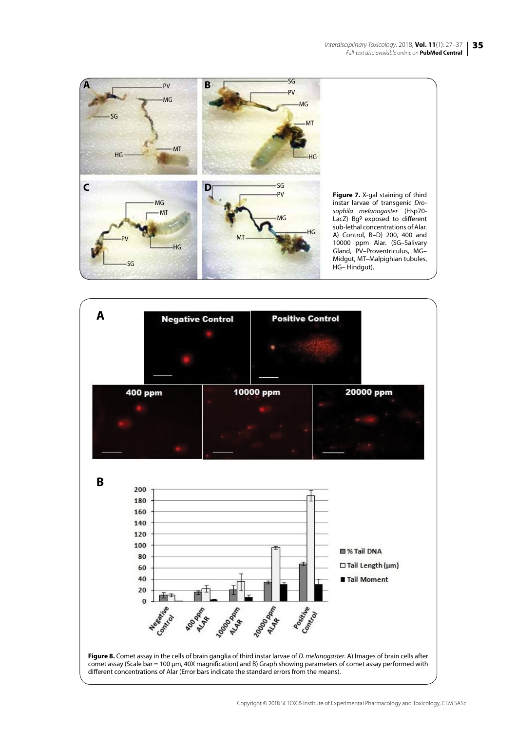**Figure 7.** X-gal staining of third instar larvae of transgenic *Drosophila melanogaster* (Hsp70-LacZ) Bg[9] exposed to different sub-lethal concentrations of Alar. A) Control, B–D) 200, 400 and 10000 ppm Alar. (SG–Salivary Gland, PV–Proventriculus, MG–Midgut, MT–Malpighian tubules, HG– Hindgut).

**Figure 8.** Comet assay in the cells of brain ganglia of third instar larvae of *D. melanogaster*. A) Images of brain cells after comet assay (Scale bar = 100 µm, 40X magnification) and B) Graph showing parameters of comet assay performed with different concentrations of Alar (Error bars indicate the standard errors from the means).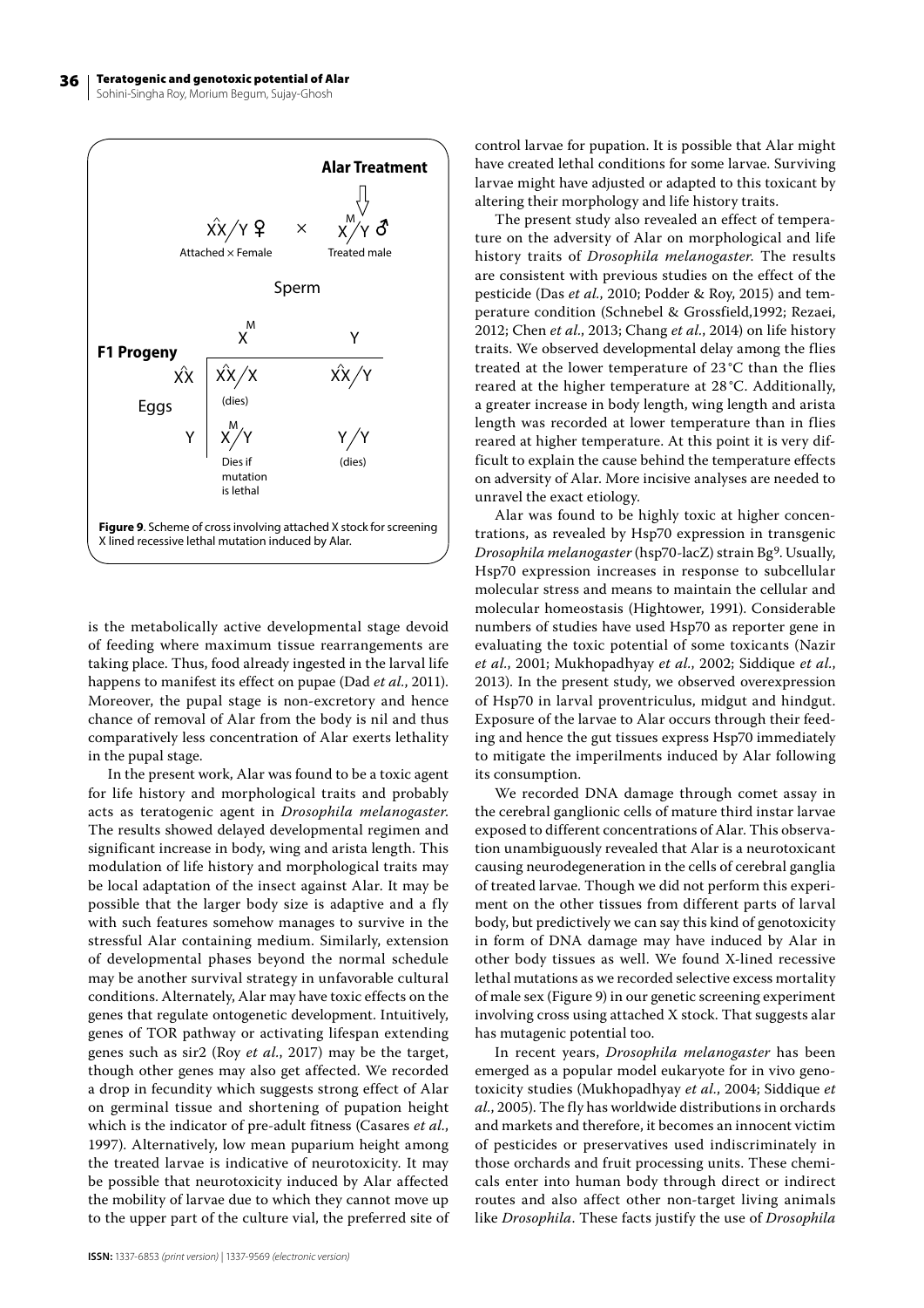**Alar Treatment**

$\hat{X}X/Y$ ♀ × $X^M/Y$ ♂

Attached × Female    Treated male

Sperm

**F1 Progeny**

| Eggs | $X^M$ | Y |
|---|---|---|
| $\hat{X}X$ | $\hat{X}X/X$ (dies) | $\hat{X}X/Y$ |
| Y | $X^M/Y$ Dies if mutation is lethal | Y/Y (dies) |

**Figure 9**. Scheme of cross involving attached X stock for screening X lined recessive lethal mutation induced by Alar.

is the metabolically active developmental stage devoid of feeding where maximum tissue rearrangements are taking place. Thus, food already ingested in the larval life happens to manifest its effect on pupae (Dad *et al.*, 2011). Moreover, the pupal stage is non-excretory and hence chance of removal of Alar from the body is nil and thus comparatively less concentration of Alar exerts lethality in the pupal stage.

In the present work, Alar was found to be a toxic agent for life history and morphological traits and probably acts as teratogenic agent in *Drosophila melanogaster.* The results showed delayed developmental regimen and significant increase in body, wing and arista length. This modulation of life history and morphological traits may be local adaptation of the insect against Alar. It may be possible that the larger body size is adaptive and a fly with such features somehow manages to survive in the stressful Alar containing medium. Similarly, extension of developmental phases beyond the normal schedule may be another survival strategy in unfavorable cultural conditions. Alternately, Alar may have toxic effects on the genes that regulate ontogenetic development. Intuitively, genes of TOR pathway or activating lifespan extending genes such as sir2 (Roy *et al.*, 2017) may be the target, though other genes may also get affected. We recorded a drop in fecundity which suggests strong effect of Alar on germinal tissue and shortening of pupation height which is the indicator of pre-adult fitness (Casares *et al.*, 1997). Alternatively, low mean puparium height among the treated larvae is indicative of neurotoxicity. It may be possible that neurotoxicity induced by Alar affected the mobility of larvae due to which they cannot move up to the upper part of the culture vial, the preferred site of control larvae for pupation. It is possible that Alar might have created lethal conditions for some larvae. Surviving larvae might have adjusted or adapted to this toxicant by altering their morphology and life history traits.

The present study also revealed an effect of temperature on the adversity of Alar on morphological and life history traits of *Drosophila melanogaster*. The results are consistent with previous studies on the effect of the pesticide (Das *et al.*, 2010; Podder & Roy, 2015) and temperature condition (Schnebel & Grossfield,1992; Rezaei, 2012; Chen *et al.*, 2013; Chang *et al.*, 2014) on life history traits. We observed developmental delay among the flies treated at the lower temperature of 23 °C than the flies reared at the higher temperature at 28 °C. Additionally, a greater increase in body length, wing length and arista length was recorded at lower temperature than in flies reared at higher temperature. At this point it is very difficult to explain the cause behind the temperature effects on adversity of Alar. More incisive analyses are needed to unravel the exact etiology.

Alar was found to be highly toxic at higher concentrations, as revealed by Hsp70 expression in transgenic *Drosophila melanogaster* (hsp70-lacZ) strain Bg[9]. Usually, Hsp70 expression increases in response to subcellular molecular stress and means to maintain the cellular and molecular homeostasis (Hightower, 1991). Considerable numbers of studies have used Hsp70 as reporter gene in evaluating the toxic potential of some toxicants (Nazir *et al.*, 2001; Mukhopadhyay *et al.*, 2002; Siddique *et al.*, 2013). In the present study, we observed overexpression of Hsp70 in larval proventriculus, midgut and hindgut. Exposure of the larvae to Alar occurs through their feeding and hence the gut tissues express Hsp70 immediately to mitigate the imperilments induced by Alar following its consumption.

We recorded DNA damage through comet assay in the cerebral ganglionic cells of mature third instar larvae exposed to different concentrations of Alar. This observation unambiguously revealed that Alar is a neurotoxicant causing neurodegeneration in the cells of cerebral ganglia of treated larvae. Though we did not perform this experiment on the other tissues from different parts of larval body, but predictively we can say this kind of genotoxicity in form of DNA damage may have induced by Alar in other body tissues as well. We found X-linked recessive lethal mutations as we recorded selective excess mortality of male sex (Figure 9) in our genetic screening experiment involving cross using attached X stock. That suggests alar has mutagenic potential too.

In recent years, *Drosophila melanogaster* has been emerged as a popular model eukaryote for in vivo genotoxicity studies (Mukhopadhyay *et al.*, 2004; Siddique *et al.*, 2005). The fly has worldwide distributions in orchards and markets and therefore, it becomes an innocent victim of pesticides or preservatives used indiscriminately in those orchards and fruit processing units. These chemicals enter into human body through direct or indirect routes and also affect other non-target living animals like *Drosophila*. These facts justify the use of *Drosophila*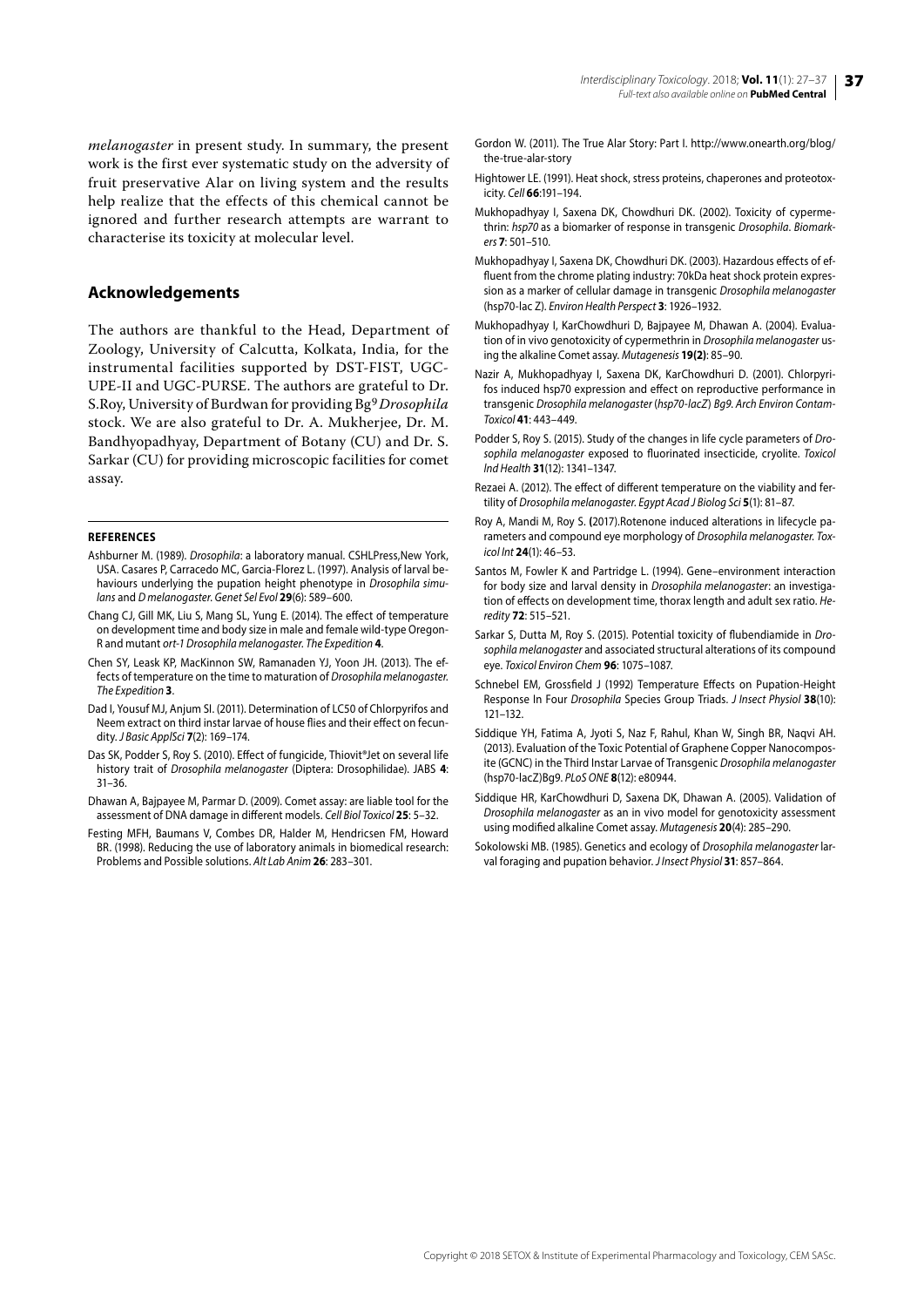*melanogaster* in present study. In summary, the present work is the first ever systematic study on the adversity of fruit preservative Alar on living system and the results help realize that the effects of this chemical cannot be ignored and further research attempts are warrant to characterise its toxicity at molecular level.

## Acknowledgements

The authors are thankful to the Head, Department of Zoology, University of Calcutta, Kolkata, India, for the instrumental facilities supported by DST-FIST, UGC-UPE-II and UGC-PURSE. The authors are grateful to Dr. S.Roy, University of Burdwan for providing Bg[9] *Drosophila* stock. We are also grateful to Dr. A. Mukherjee, Dr. M. Bandhyopadhyay, Department of Botany (CU) and Dr. S. Sarkar (CU) for providing microscopic facilities for comet assay.

### REFERENCES

Ashburner M. (1989). *Drosophila*: a laboratory manual. CSHLPress,New York, USA. Casares P, Carracedo MC, Garcia-Florez L. (1997). Analysis of larval behaviours underlying the pupation height phenotype in *Drosophila simulans* and *D melanogaster*. *Genet Sel Evol* **29**(6): 589–600.

Chang CJ, Gill MK, Liu S, Mang SL, Yung E. (2014). The effect of temperature on development time and body size in male and female wild-type Oregon-R and mutant *ort-1 Drosophila melanogaster*. *The Expedition* **4**.

Chen SY, Leask KP, MacKinnon SW, Ramanaden YJ, Yoon JH. (2013). The effects of temperature on the time to maturation of *Drosophila melanogaster*. *The Expedition* **3**.

Dad I, Yousuf MJ, Anjum SI. (2011). Determination of LC50 of Chlorpyrifos and Neem extract on third instar larvae of house flies and their effect on fecundity. *J Basic ApplSci* **7**(2): 169–174.

Das SK, Podder S, Roy S. (2010). Effect of fungicide, Thiovit®Jet on several life history trait of *Drosophila melanogaster* (Diptera: Drosophilidae). JABS **4**: 31–36.

Dhawan A, Bajpayee M, Parmar D. (2009). Comet assay: are liable tool for the assessment of DNA damage in different models. *Cell Biol Toxicol* **25**: 5–32.

Festing MFH, Baumans V, Combes DR, Halder M, Hendricsen FM, Howard BR. (1998). Reducing the use of laboratory animals in biomedical research: Problems and Possible solutions. *Alt Lab Anim* **26**: 283–301.

Gordon W. (2011). The True Alar Story: Part I. http://www.onearth.org/blog/the-true-alar-story

Hightower LE. (1991). Heat shock, stress proteins, chaperones and proteotoxicity. *Cell* **66**:191–194.

Mukhopadhyay I, Saxena DK, Chowdhuri DK. (2002). Toxicity of cypermethrin: *hsp70* as a biomarker of response in transgenic *Drosophila*. *Biomarkers* **7**: 501–510.

Mukhopadhyay I, Saxena DK, Chowdhuri DK. (2003). Hazardous effects of effluent from the chrome plating industry: 70kDa heat shock protein expression as a marker of cellular damage in transgenic *Drosophila melanogaster* (hsp70-lac Z). *Environ Health Perspect* **3**: 1926–1932.

Mukhopadhyay I, KarChowdhuri D, Bajpayee M, Dhawan A. (2004). Evaluation of in vivo genotoxicity of cypermethrin in *Drosophila melanogaster* using the alkaline Comet assay. *Mutagenesis* **19(2)**: 85–90.

Nazir A, Mukhopadhyay I, Saxena DK, KarChowdhuri D. (2001). Chlorpyrifos induced hsp70 expression and effect on reproductive performance in transgenic *Drosophila melanogaster* (*hsp70-lacZ*) *Bg9*. *Arch Environ Contam-Toxicol* **41**: 443–449.

Podder S, Roy S. (2015). Study of the changes in life cycle parameters of *Drosophila melanogaster* exposed to fluorinated insecticide, cryolite. *Toxicol lnd Health* **31**(12): 1341–1347.

Rezaei A. (2012). The effect of different temperature on the viability and fertility of *Drosophila melanogaster*. *Egypt Acad J Biolog Sci* **5**(1): 81–87.

Roy A, Mandi M, Roy S. **(**2017).Rotenone induced alterations in lifecycle parameters and compound eye morphology of *Drosophila melanogaster*. *Toxicol Int* **24**(1): 46–53.

Santos M, Fowler K and Partridge L. (1994). Gene–environment interaction for body size and larval density in *Drosophila melanogaster*: an investigation of effects on development time, thorax length and adult sex ratio. *Heredity* **72**: 515–521.

Sarkar S, Dutta M, Roy S. (2015). Potential toxicity of flubendiamide in *Drosophila melanogaster* and associated structural alterations of its compound eye. *Toxicol Environ Chem* **96**: 1075–1087.

Schnebel EM, Grossfield J (1992) Temperature Effects on Pupation-Height Response In Four *Drosophila* Species Group Triads. *J Insect Physiol* **38**(10): 121–132.

Siddique YH, Fatima A, Jyoti S, Naz F, Rahul, Khan W, Singh BR, Naqvi AH. (2013). Evaluation of the Toxic Potential of Graphene Copper Nanocomposite (GCNC) in the Third Instar Larvae of Transgenic *Drosophila melanogaster* (hsp70-lacZ)Bg9. *PLoS ONE* **8**(12): e80944.

Siddique HR, KarChowdhuri D, Saxena DK, Dhawan A. (2005). Validation of *Drosophila melanogaster* as an in vivo model for genotoxicity assessment using modified alkaline Comet assay. *Mutagenesis* **20**(4): 285–290.

Sokolowski MB. (1985). Genetics and ecology of *Drosophila melanogaster* larval foraging and pupation behavior. *J Insect Physiol* **31**: 857–864.